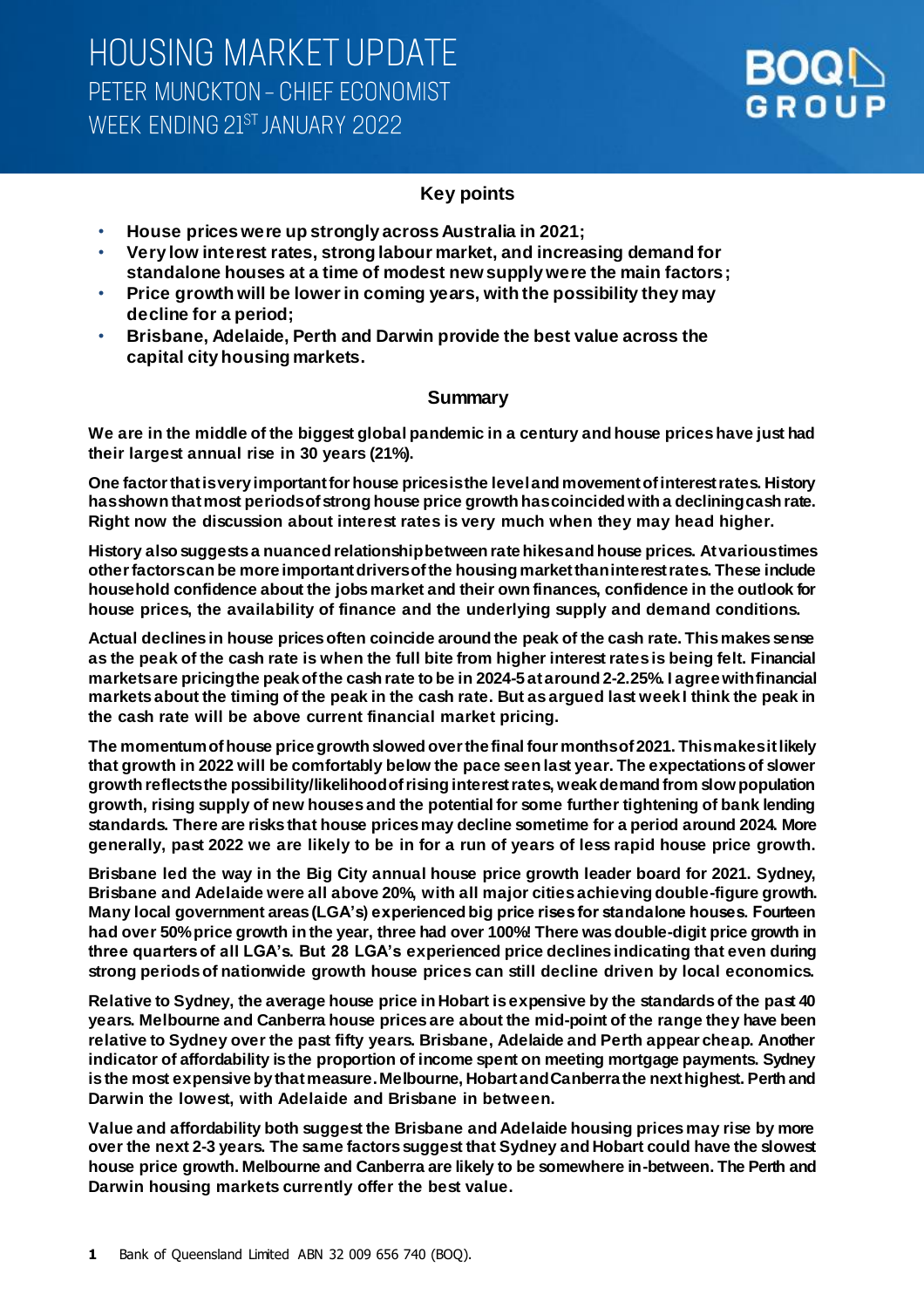# HOUSING MARKET UPDATE

PETER MUNCKTON – CHIEF ECONOMIST

WEEK ENDING 21ST JANUARY 2022

BOQ GROUP

## Key points

- **House prices were up strongly across Australia in 2021;**
- **Very low interest rates, strong labour market, and increasing demand for standalone houses at a time of modest new supply were the main factors;**
- **Price growth will be lower in coming years, with the possibility they may decline for a period;**
- **Brisbane, Adelaide, Perth and Darwin provide the best value across the capital city housing markets.**

## Summary

**We are in the middle of the biggest global pandemic in a century and house prices have just had their largest annual rise in 30 years (21%).**

**One factor that is very important for house prices is the level and movement of interest rates. History has shown that most periods of strong house price growth has coincided with a declining cash rate. Right now the discussion about interest rates is very much when they may head higher.**

**History also suggests a nuanced relationship between rate hikes and house prices. At various times other factors can be more important drivers of the housing market than interest rates. These include household confidence about the jobs market and their own finances, confidence in the outlook for house prices, the availability of finance and the underlying supply and demand conditions.**

**Actual declines in house prices often coincide around the peak of the cash rate. This makes sense as the peak of the cash rate is when the full bite from higher interest rates is being felt. Financial markets are pricing the peak of the cash rate to be in 2024-5 at around 2-2.25%. I agree with financial markets about the timing of the peak in the cash rate. But as argued last week I think the peak in the cash rate will be above current financial market pricing.**

**The momentum of house price growth slowed over the final four months of 2021. This makes it likely that growth in 2022 will be comfortably below the pace seen last year. The expectations of slower growth reflects the possibility/likelihood of rising interest rates, weak demand from slow population growth, rising supply of new houses and the potential for some further tightening of bank lending standards. There are risks that house prices may decline sometime for a period around 2024. More generally, past 2022 we are likely to be in for a run of years of less rapid house price growth.**

**Brisbane led the way in the Big City annual house price growth leader board for 2021. Sydney, Brisbane and Adelaide were all above 20%, with all major cities achieving double-figure growth. Many local government areas (LGA's) experienced big price rises for standalone houses. Fourteen had over 50% price growth in the year, three had over 100%! There was double-digit price growth in three quarters of all LGA's. But 28 LGA's experienced price declines indicating that even during strong periods of nationwide growth house prices can still decline driven by local economics.**

**Relative to Sydney, the average house price in Hobart is expensive by the standards of the past 40 years. Melbourne and Canberra house prices are about the mid-point of the range they have been relative to Sydney over the past fifty years. Brisbane, Adelaide and Perth appear cheap. Another indicator of affordability is the proportion of income spent on meeting mortgage payments. Sydney is the most expensive by that measure. Melbourne, Hobart and Canberra the next highest. Perth and Darwin the lowest, with Adelaide and Brisbane in between.**

**Value and affordability both suggest the Brisbane and Adelaide housing prices may rise by more over the next 2-3 years. The same factors suggest that Sydney and Hobart could have the slowest house price growth. Melbourne and Canberra are likely to be somewhere in-between. The Perth and Darwin housing markets currently offer the best value.**

Bank of Queensland Limited ABN 32 009 656 740 (BOQ).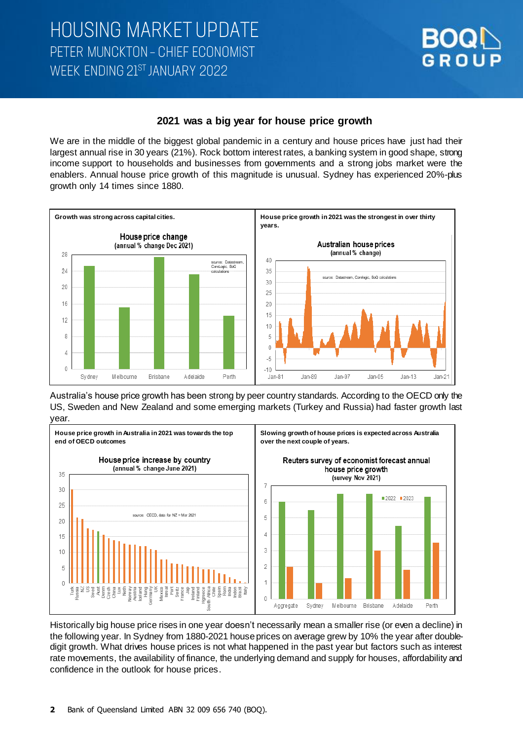# HOUSING MARKET UPDATE
PETER MUNCKTON – CHIEF ECONOMIST
WEEK ENDING 21ST JANUARY 2022

## 2021 was a big year for house price growth

We are in the middle of the biggest global pandemic in a century and house prices have just had their largest annual rise in 30 years (21%). Rock bottom interest rates, a banking system in good shape, strong income support to households and businesses from governments and a strong jobs market were the enablers. Annual house price growth of this magnitude is unusual. Sydney has experienced 20%-plus growth only 14 times since 1880.

**Growth was strong across capital cities.**

House price change (annual % change Dec 2021)

source: Datastream, CoreLogic, BoQ calculations

**House price growth in 2021 was the strongest in over thirty years.**

Australian house prices (annual % change)

source: Datastream, Corelogic, BoQ calculations

Australia's house price growth has been strong by peer country standards. According to the OECD only the US, Sweden and New Zealand and some emerging markets (Turkey and Russia) had faster growth last year.

**House price growth in Australia in 2021 was towards the top end of OECD outcomes**

House price increase by country (annual % change June 2021)

source: CECD, data for NZ = Mar 2021

**Slowing growth of house prices is expected across Australia over the next couple of years.**

Reuters survey of economist forecast annual house price growth (survey Nov 2021)

Historically big house price rises in one year doesn't necessarily mean a smaller rise (or even a decline) in the following year. In Sydney from 1880-2021 house prices on average grew by 10% the year after double-digit growth. What drives house prices is not what happened in the past year but factors such as interest rate movements, the availability of finance, the underlying demand and supply for houses, affordability and confidence in the outlook for house prices.

Bank of Queensland Limited ABN 32 009 656 740 (BOQ).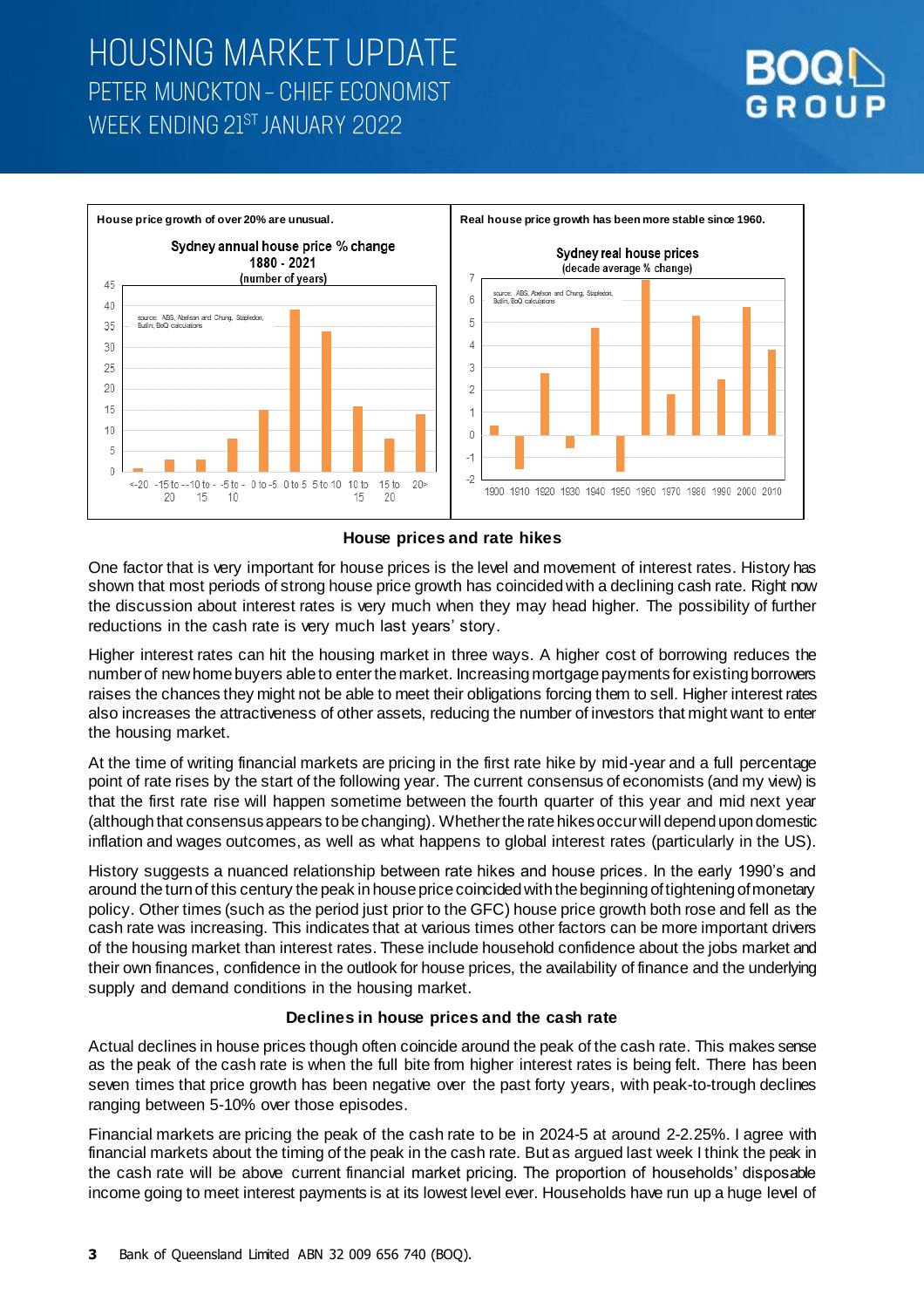House price growth of over 20% are unusual.

Real house price growth has been more stable since 1960.

**House prices and rate hikes**

One factor that is very important for house prices is the level and movement of interest rates. History has shown that most periods of strong house price growth has coincided with a declining cash rate. Right now the discussion about interest rates is very much when they may head higher. The possibility of further reductions in the cash rate is very much last years' story.

Higher interest rates can hit the housing market in three ways. A higher cost of borrowing reduces the number of new home buyers able to enter the market. Increasing mortgage payments for existing borrowers raises the chances they might not be able to meet their obligations forcing them to sell. Higher interest rates also increases the attractiveness of other assets, reducing the number of investors that might want to enter the housing market.

At the time of writing financial markets are pricing in the first rate hike by mid-year and a full percentage point of rate rises by the start of the following year. The current consensus of economists (and my view) is that the first rate rise will happen sometime between the fourth quarter of this year and mid next year (although that consensus appears to be changing). Whether the rate hikes occur will depend upon domestic inflation and wages outcomes, as well as what happens to global interest rates (particularly in the US).

History suggests a nuanced relationship between rate hikes and house prices. In the early 1990's and around the turn of this century the peak in house price coincided with the beginning of tightening of monetary policy. Other times (such as the period just prior to the GFC) house price growth both rose and fell as the cash rate was increasing. This indicates that at various times other factors can be more important drivers of the housing market than interest rates. These include household confidence about the jobs market and their own finances, confidence in the outlook for house prices, the availability of finance and the underlying supply and demand conditions in the housing market.

**Declines in house prices and the cash rate**

Actual declines in house prices though often coincide around the peak of the cash rate. This makes sense as the peak of the cash rate is when the full bite from higher interest rates is being felt. There has been seven times that price growth has been negative over the past forty years, with peak-to-trough declines ranging between 5-10% over those episodes.

Financial markets are pricing the peak of the cash rate to be in 2024-5 at around 2-2.25%. I agree with financial markets about the timing of the peak in the cash rate. But as argued last week I think the peak in the cash rate will be above current financial market pricing. The proportion of households' disposable income going to meet interest payments is at its lowest level ever. Households have run up a huge level of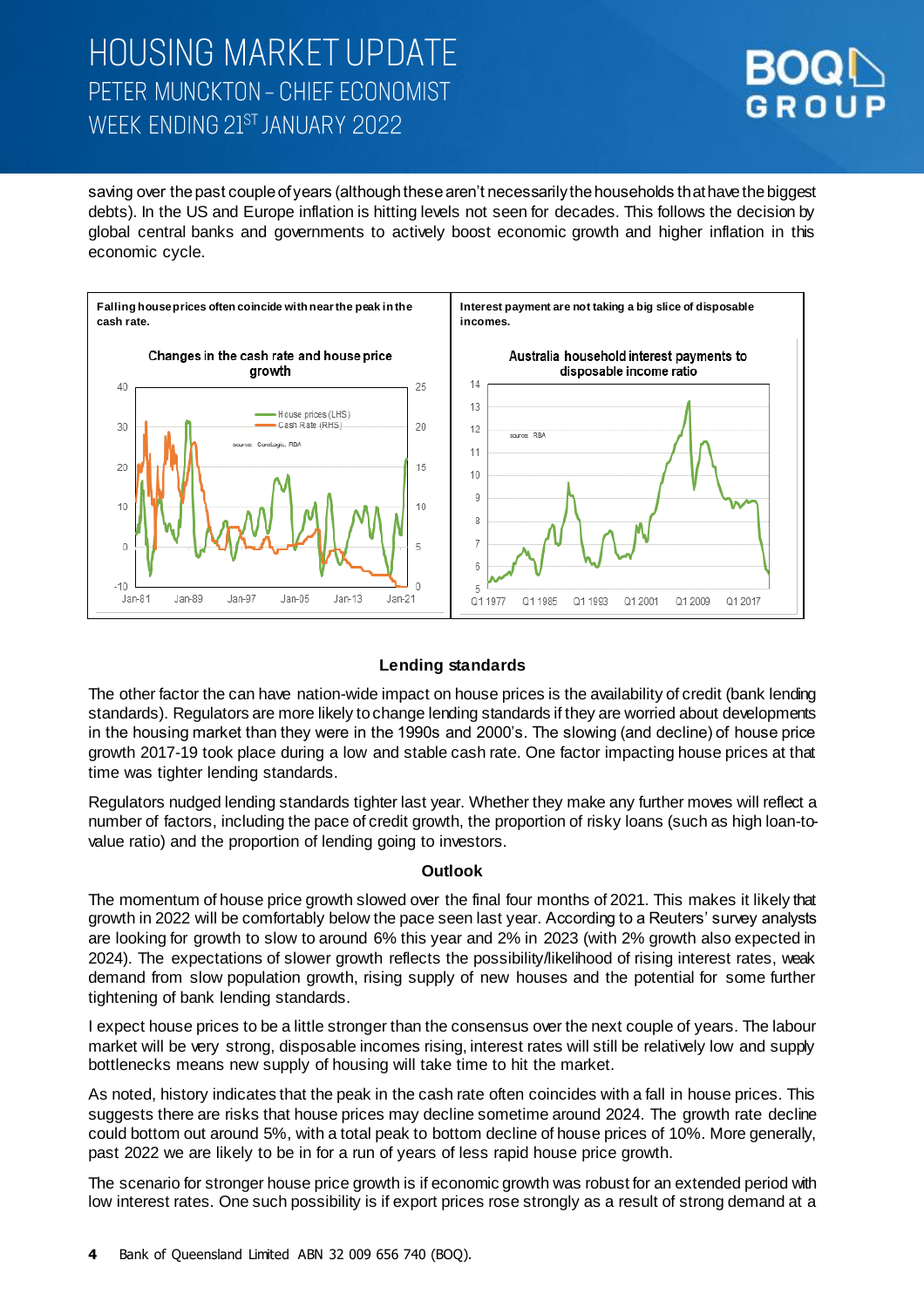saving over the past couple of years (although these aren't necessarily the households that have the biggest debts). In the US and Europe inflation is hitting levels not seen for decades. This follows the decision by global central banks and governments to actively boost economic growth and higher inflation in this economic cycle.

**Falling house prices often coincide with near the peak in the cash rate.**

**Interest payment are not taking a big slice of disposable incomes.**

### Lending standards

The other factor the can have nation-wide impact on house prices is the availability of credit (bank lending standards). Regulators are more likely to change lending standards if they are worried about developments in the housing market than they were in the 1990s and 2000's. The slowing (and decline) of house price growth 2017-19 took place during a low and stable cash rate. One factor impacting house prices at that time was tighter lending standards.

Regulators nudged lending standards tighter last year. Whether they make any further moves will reflect a number of factors, including the pace of credit growth, the proportion of risky loans (such as high loan-to-value ratio) and the proportion of lending going to investors.

### Outlook

The momentum of house price growth slowed over the final four months of 2021. This makes it likely that growth in 2022 will be comfortably below the pace seen last year. According to a Reuters' survey analysts are looking for growth to slow to around 6% this year and 2% in 2023 (with 2% growth also expected in 2024). The expectations of slower growth reflects the possibility/likelihood of rising interest rates, weak demand from slow population growth, rising supply of new houses and the potential for some further tightening of bank lending standards.

I expect house prices to be a little stronger than the consensus over the next couple of years. The labour market will be very strong, disposable incomes rising, interest rates will still be relatively low and supply bottlenecks means new supply of housing will take time to hit the market.

As noted, history indicates that the peak in the cash rate often coincides with a fall in house prices. This suggests there are risks that house prices may decline sometime around 2024. The growth rate decline could bottom out around 5%, with a total peak to bottom decline of house prices of 10%. More generally, past 2022 we are likely to be in for a run of years of less rapid house price growth.

The scenario for stronger house price growth is if economic growth was robust for an extended period with low interest rates. One such possibility is if export prices rose strongly as a result of strong demand at a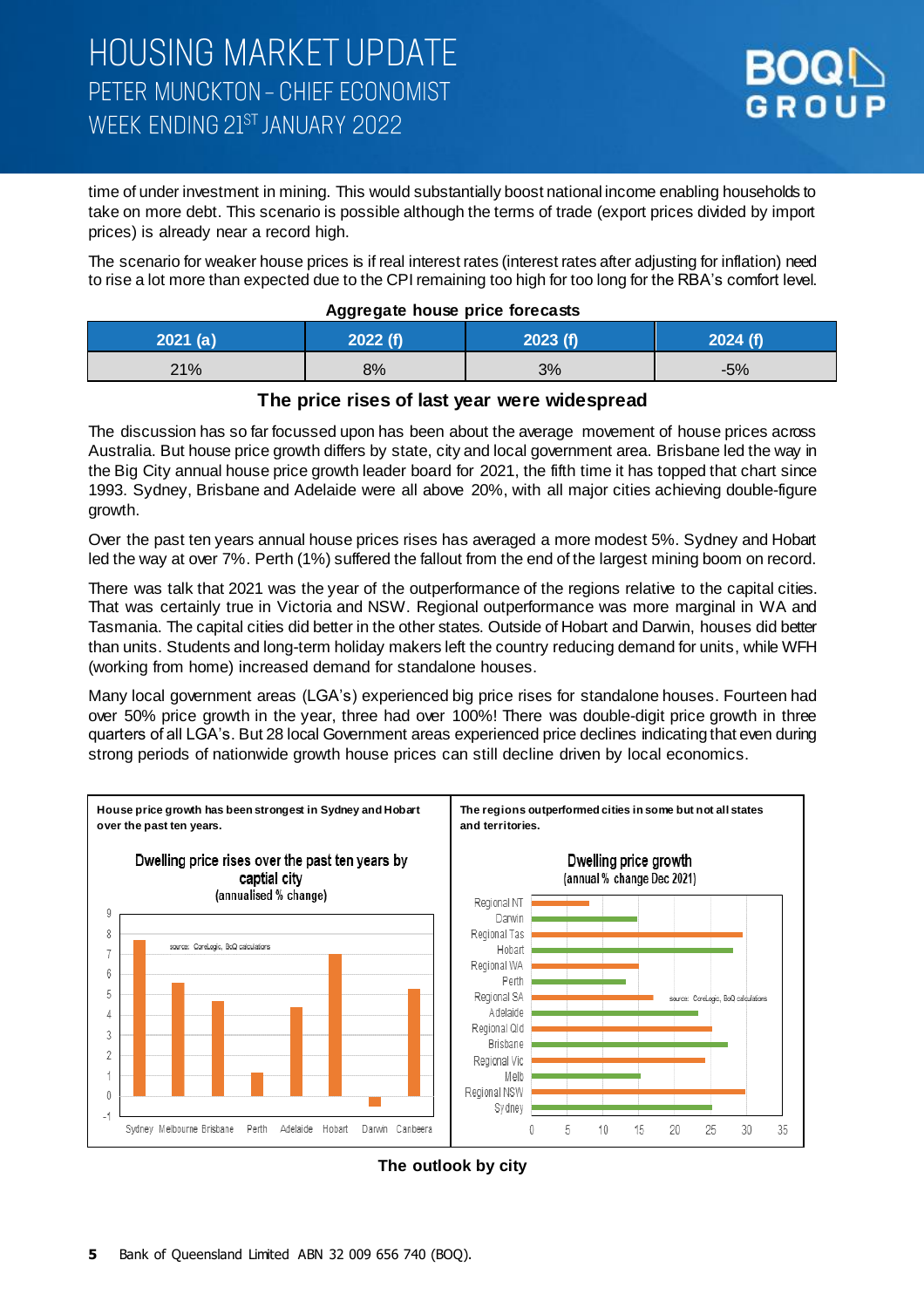time of under investment in mining. This would substantially boost national income enabling households to take on more debt. This scenario is possible although the terms of trade (export prices divided by import prices) is already near a record high.

The scenario for weaker house prices is if real interest rates (interest rates after adjusting for inflation) need to rise a lot more than expected due to the CPI remaining too high for too long for the RBA's comfort level.

**Aggregate house price forecasts**

| 2021 (a) | 2022 (f) | 2023 (f) | 2024 (f) |
|---|---|---|---|
| 21% | 8% | 3% | -5% |

## The price rises of last year were widespread

The discussion has so far focussed upon has been about the average movement of house prices across Australia. But house price growth differs by state, city and local government area. Brisbane led the way in the Big City annual house price growth leader board for 2021, the fifth time it has topped that chart since 1993. Sydney, Brisbane and Adelaide were all above 20%, with all major cities achieving double-figure growth.

Over the past ten years annual house prices rises has averaged a more modest 5%. Sydney and Hobart led the way at over 7%. Perth (1%) suffered the fallout from the end of the largest mining boom on record.

There was talk that 2021 was the year of the outperformance of the regions relative to the capital cities. That was certainly true in Victoria and NSW. Regional outperformance was more marginal in WA and Tasmania. The capital cities did better in the other states. Outside of Hobart and Darwin, houses did better than units. Students and long-term holiday makers left the country reducing demand for units, while WFH (working from home) increased demand for standalone houses.

Many local government areas (LGA's) experienced big price rises for standalone houses. Fourteen had over 50% price growth in the year, three had over 100%! There was double-digit price growth in three quarters of all LGA's. But 28 local Government areas experienced price declines indicating that even during strong periods of nationwide growth house prices can still decline driven by local economics.

**House price growth has been strongest in Sydney and Hobart over the past ten years.**

**The regions outperformed cities in some but not all states and territories.**

## The outlook by city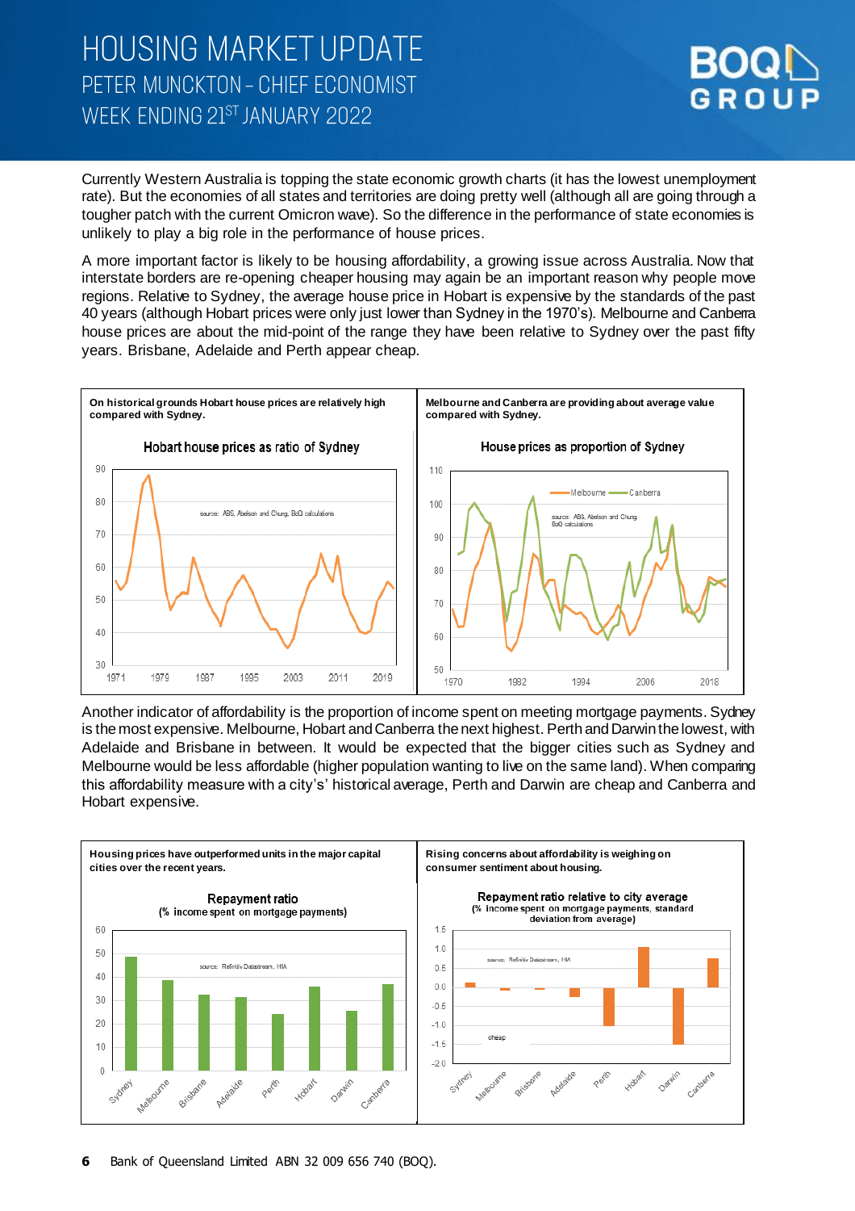# HOUSING MARKET UPDATE

## PETER MUNCKTON – CHIEF ECONOMIST

## WEEK ENDING 21ST JANUARY 2022

Currently Western Australia is topping the state economic growth charts (it has the lowest unemployment rate). But the economies of all states and territories are doing pretty well (although all are going through a tougher patch with the current Omicron wave). So the difference in the performance of state economies is unlikely to play a big role in the performance of house prices.

A more important factor is likely to be housing affordability, a growing issue across Australia. Now that interstate borders are re-opening cheaper housing may again be an important reason why people move regions. Relative to Sydney, the average house price in Hobart is expensive by the standards of the past 40 years (although Hobart prices were only just lower than Sydney in the 1970's). Melbourne and Canberra house prices are about the mid-point of the range they have been relative to Sydney over the past fifty years. Brisbane, Adelaide and Perth appear cheap.

**On historical grounds Hobart house prices are relatively high compared with Sydney.**

Hobart house prices as ratio of Sydney

source: ABS, Abelson and Chung, BoQ calculations

**Melbourne and Canberra are providing about average value compared with Sydney.**

House prices as proportion of Sydney

source: ABS, Abelson and Chung, BoQ calculations

Another indicator of affordability is the proportion of income spent on meeting mortgage payments. Sydney is the most expensive. Melbourne, Hobart and Canberra the next highest. Perth and Darwin the lowest, with Adelaide and Brisbane in between. It would be expected that the bigger cities such as Sydney and Melbourne would be less affordable (higher population wanting to live on the same land). When comparing this affordability measure with a city's' historical average, Perth and Darwin are cheap and Canberra and Hobart expensive.

**Housing prices have outperformed units in the major capital cities over the recent years.**

Repayment ratio (% income spent on mortgage payments)

source: Refinitiv Datastream, HIA

**Rising concerns about affordability is weighing on consumer sentiment about housing.**

Repayment ratio relative to city average (% income spent on mortgage payments, standard deviation from average)

source: Refinitiv Datastream, HIA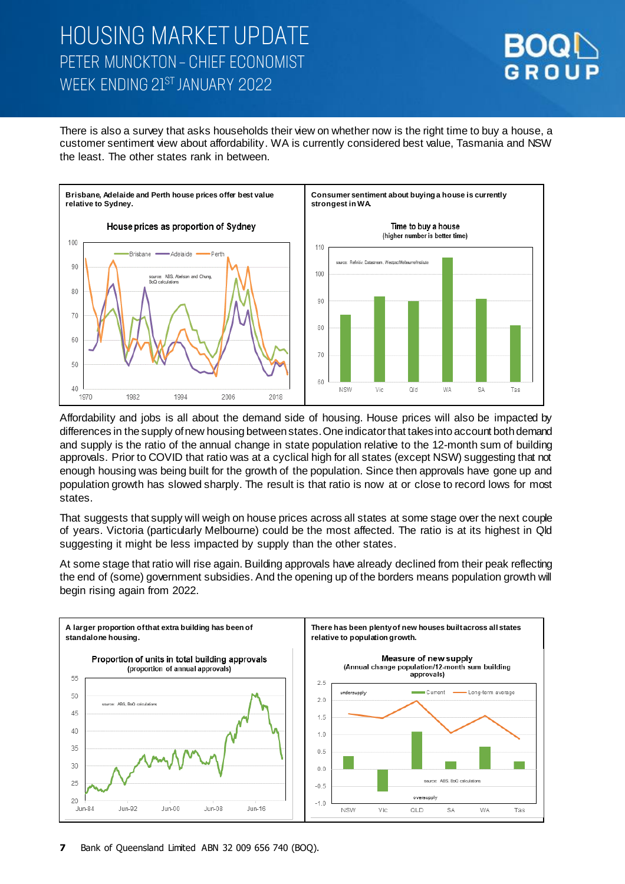There is also a survey that asks households their view on whether now is the right time to buy a house, a customer sentiment view about affordability. WA is currently considered best value, Tasmania and NSW the least. The other states rank in between.

**Brisbane, Adelaide and Perth house prices offer best value relative to Sydney.**

**Consumer sentiment about buying a house is currently strongest in WA.**

Affordability and jobs is all about the demand side of housing. House prices will also be impacted by differences in the supply of new housing between states. One indicator that takes into account both demand and supply is the ratio of the annual change in state population relative to the 12-month sum of building approvals. Prior to COVID that ratio was at a cyclical high for all states (except NSW) suggesting that not enough housing was being built for the growth of the population. Since then approvals have gone up and population growth has slowed sharply. The result is that ratio is now at or close to record lows for most states.

That suggests that supply will weigh on house prices across all states at some stage over the next couple of years. Victoria (particularly Melbourne) could be the most affected. The ratio is at its highest in Qld suggesting it might be less impacted by supply than the other states.

At some stage that ratio will rise again. Building approvals have already declined from their peak reflecting the end of (some) government subsidies. And the opening up of the borders means population growth will begin rising again from 2022.

**A larger proportion of that extra building has been of standalone housing.**

**There has been plenty of new houses built across all states relative to population growth.**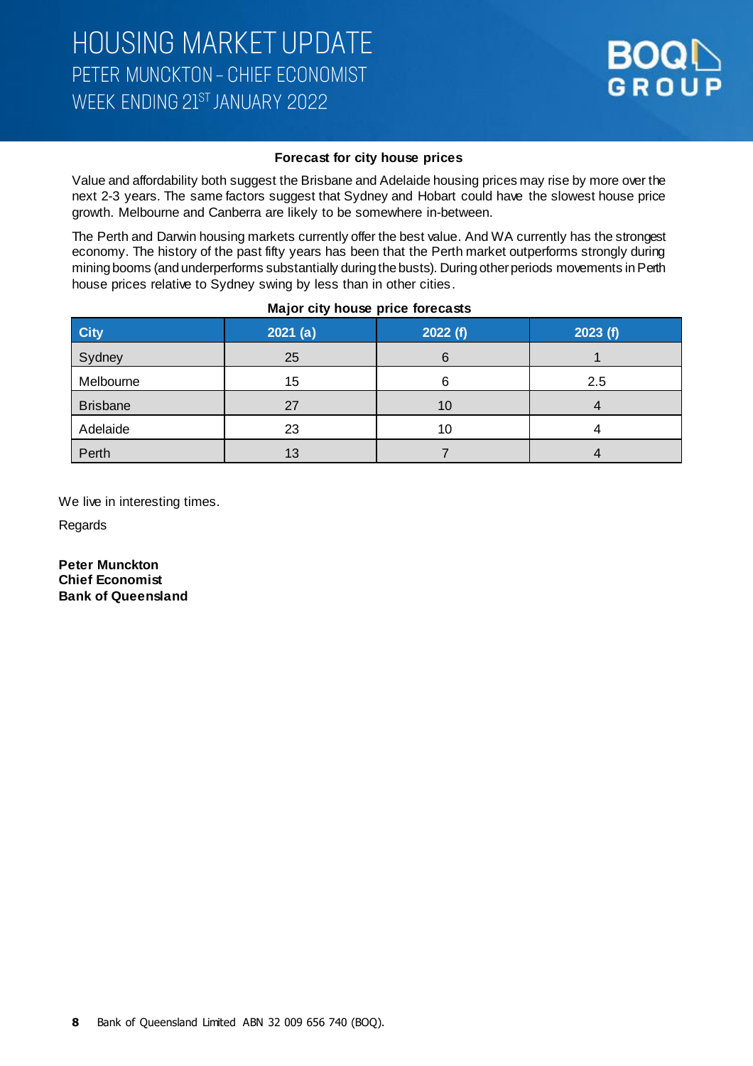### Forecast for city house prices

Value and affordability both suggest the Brisbane and Adelaide housing prices may rise by more over the next 2-3 years. The same factors suggest that Sydney and Hobart could have the slowest house price growth. Melbourne and Canberra are likely to be somewhere in-between.

The Perth and Darwin housing markets currently offer the best value. And WA currently has the strongest economy. The history of the past fifty years has been that the Perth market outperforms strongly during mining booms (and underperforms substantially during the busts). During other periods movements in Perth house prices relative to Sydney swing by less than in other cities.

**Major city house price forecasts**

| City | 2021 (a) | 2022 (f) | 2023 (f) |
|---|---|---|---|
| Sydney | 25 | 6 | 1 |
| Melbourne | 15 | 6 | 2.5 |
| Brisbane | 27 | 10 | 4 |
| Adelaide | 23 | 10 | 4 |
| Perth | 13 | 7 | 4 |

We live in interesting times.

Regards

**Peter Munckton**
**Chief Economist**
**Bank of Queensland**